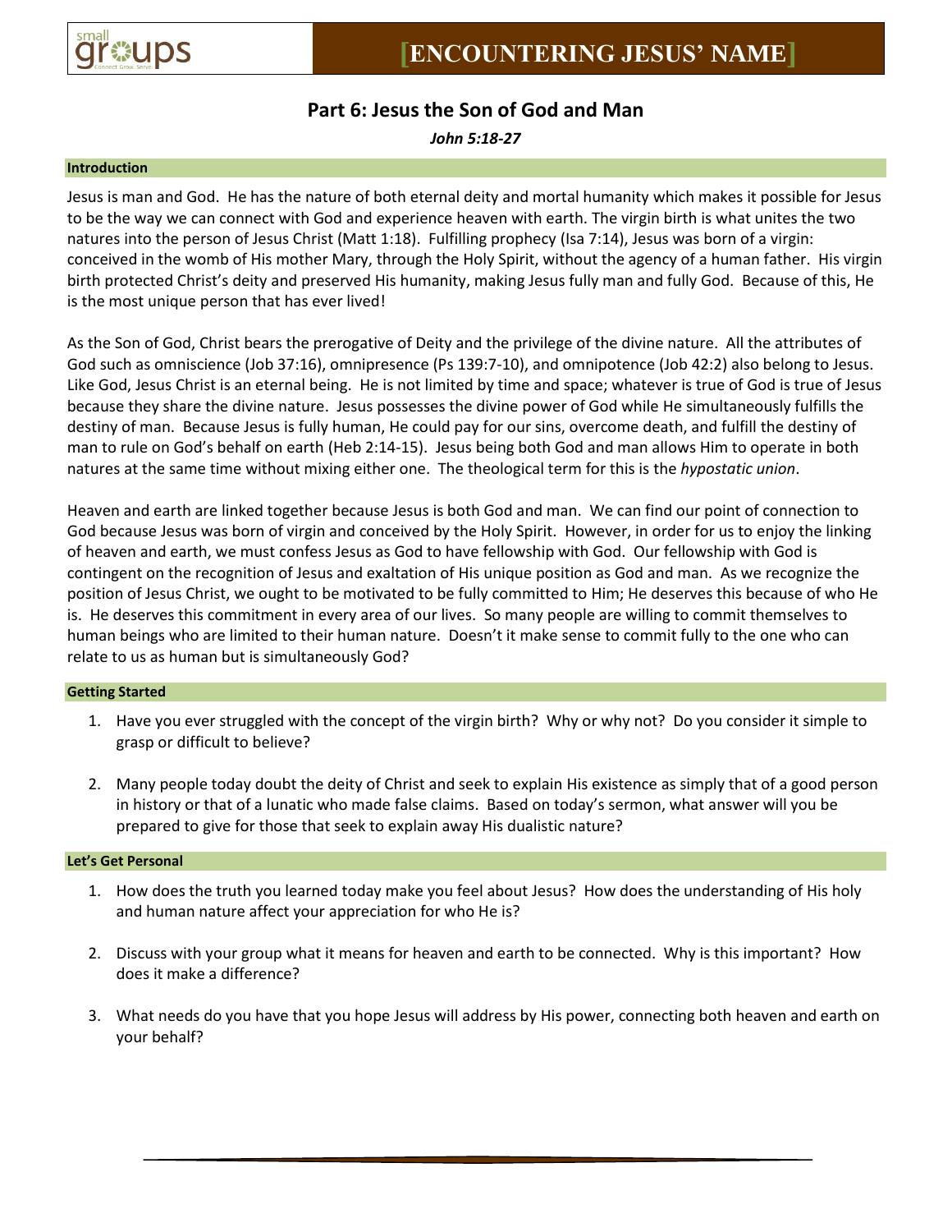# [ENCOUNTERING JESUS' NAME]

## Part 6: Jesus the Son of God and Man

***John 5:18-27***

### Introduction

Jesus is man and God. He has the nature of both eternal deity and mortal humanity which makes it possible for Jesus to be the way we can connect with God and experience heaven with earth. The virgin birth is what unites the two natures into the person of Jesus Christ (Matt 1:18). Fulfilling prophecy (Isa 7:14), Jesus was born of a virgin: conceived in the womb of His mother Mary, through the Holy Spirit, without the agency of a human father. His virgin birth protected Christ's deity and preserved His humanity, making Jesus fully man and fully God. Because of this, He is the most unique person that has ever lived!

As the Son of God, Christ bears the prerogative of Deity and the privilege of the divine nature. All the attributes of God such as omniscience (Job 37:16), omnipresence (Ps 139:7-10), and omnipotence (Job 42:2) also belong to Jesus. Like God, Jesus Christ is an eternal being. He is not limited by time and space; whatever is true of God is true of Jesus because they share the divine nature. Jesus possesses the divine power of God while He simultaneously fulfills the destiny of man. Because Jesus is fully human, He could pay for our sins, overcome death, and fulfill the destiny of man to rule on God's behalf on earth (Heb 2:14-15). Jesus being both God and man allows Him to operate in both natures at the same time without mixing either one. The theological term for this is the *hypostatic union*.

Heaven and earth are linked together because Jesus is both God and man. We can find our point of connection to God because Jesus was born of virgin and conceived by the Holy Spirit. However, in order for us to enjoy the linking of heaven and earth, we must confess Jesus as God to have fellowship with God. Our fellowship with God is contingent on the recognition of Jesus and exaltation of His unique position as God and man. As we recognize the position of Jesus Christ, we ought to be motivated to be fully committed to Him; He deserves this because of who He is. He deserves this commitment in every area of our lives. So many people are willing to commit themselves to human beings who are limited to their human nature. Doesn't it make sense to commit fully to the one who can relate to us as human but is simultaneously God?

### Getting Started

1. Have you ever struggled with the concept of the virgin birth? Why or why not? Do you consider it simple to grasp or difficult to believe?

2. Many people today doubt the deity of Christ and seek to explain His existence as simply that of a good person in history or that of a lunatic who made false claims. Based on today's sermon, what answer will you be prepared to give for those that seek to explain away His dualistic nature?

### Let's Get Personal

1. How does the truth you learned today make you feel about Jesus? How does the understanding of His holy and human nature affect your appreciation for who He is?

2. Discuss with your group what it means for heaven and earth to be connected. Why is this important? How does it make a difference?

3. What needs do you have that you hope Jesus will address by His power, connecting both heaven and earth on your behalf?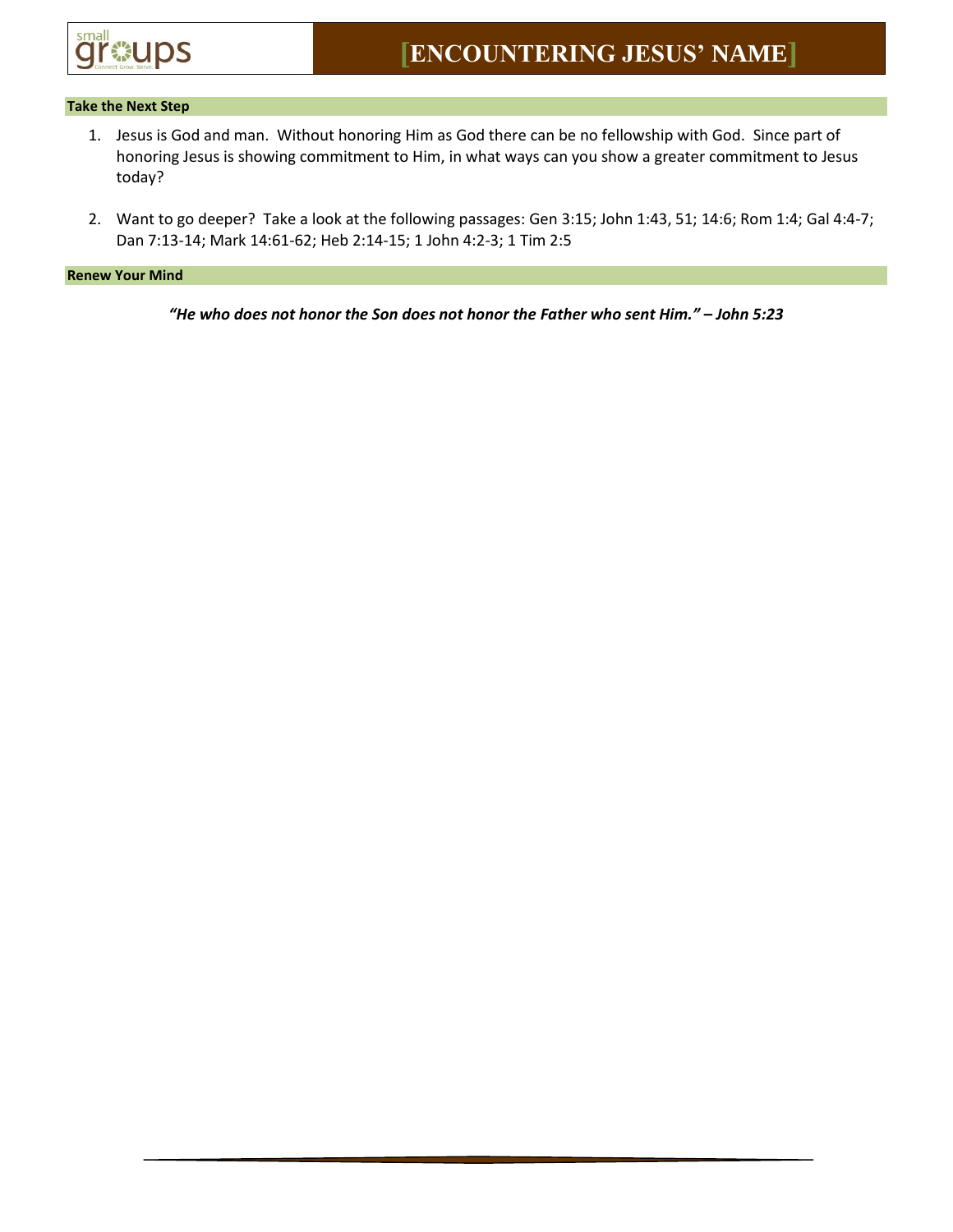## Take the Next Step

1. Jesus is God and man. Without honoring Him as God there can be no fellowship with God. Since part of honoring Jesus is showing commitment to Him, in what ways can you show a greater commitment to Jesus today?

2. Want to go deeper? Take a look at the following passages: Gen 3:15; John 1:43, 51; 14:6; Rom 1:4; Gal 4:4-7; Dan 7:13-14; Mark 14:61-62; Heb 2:14-15; 1 John 4:2-3; 1 Tim 2:5

## Renew Your Mind

***"He who does not honor the Son does not honor the Father who sent Him." – John 5:23***